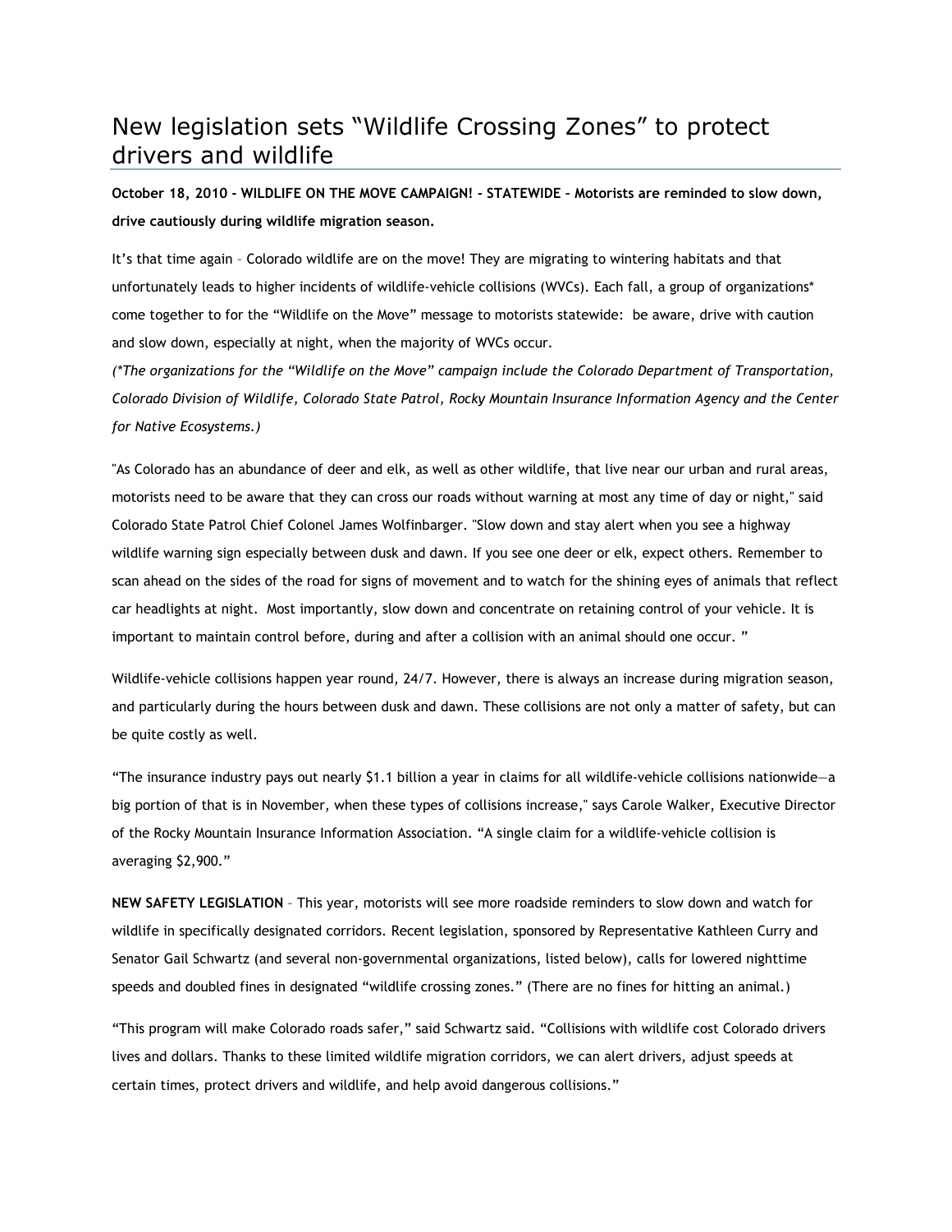# New legislation sets "Wildlife Crossing Zones" to protect drivers and wildlife

**October 18, 2010 – WILDLIFE ON THE MOVE CAMPAIGN! - STATEWIDE – Motorists are reminded to slow down, drive cautiously during wildlife migration season.**

It's that time again – Colorado wildlife are on the move! They are migrating to wintering habitats and that unfortunately leads to higher incidents of wildlife-vehicle collisions (WVCs). Each fall, a group of organizations* come together to for the "Wildlife on the Move" message to motorists statewide: be aware, drive with caution and slow down, especially at night, when the majority of WVCs occur.

*(*The organizations for the "Wildlife on the Move" campaign include the Colorado Department of Transportation, Colorado Division of Wildlife, Colorado State Patrol, Rocky Mountain Insurance Information Agency and the Center for Native Ecosystems.)*

"As Colorado has an abundance of deer and elk, as well as other wildlife, that live near our urban and rural areas, motorists need to be aware that they can cross our roads without warning at most any time of day or night," said Colorado State Patrol Chief Colonel James Wolfinbarger. "Slow down and stay alert when you see a highway wildlife warning sign especially between dusk and dawn. If you see one deer or elk, expect others. Remember to scan ahead on the sides of the road for signs of movement and to watch for the shining eyes of animals that reflect car headlights at night. Most importantly, slow down and concentrate on retaining control of your vehicle. It is important to maintain control before, during and after a collision with an animal should one occur. "

Wildlife-vehicle collisions happen year round, 24/7. However, there is always an increase during migration season, and particularly during the hours between dusk and dawn. These collisions are not only a matter of safety, but can be quite costly as well.

"The insurance industry pays out nearly $1.1 billion a year in claims for all wildlife-vehicle collisions nationwide—a big portion of that is in November, when these types of collisions increase," says Carole Walker, Executive Director of the Rocky Mountain Insurance Information Association. "A single claim for a wildlife-vehicle collision is averaging $2,900."

**NEW SAFETY LEGISLATION** – This year, motorists will see more roadside reminders to slow down and watch for wildlife in specifically designated corridors. Recent legislation, sponsored by Representative Kathleen Curry and Senator Gail Schwartz (and several non-governmental organizations, listed below), calls for lowered nighttime speeds and doubled fines in designated "wildlife crossing zones." (There are no fines for hitting an animal.)

"This program will make Colorado roads safer," said Schwartz said. "Collisions with wildlife cost Colorado drivers lives and dollars. Thanks to these limited wildlife migration corridors, we can alert drivers, adjust speeds at certain times, protect drivers and wildlife, and help avoid dangerous collisions."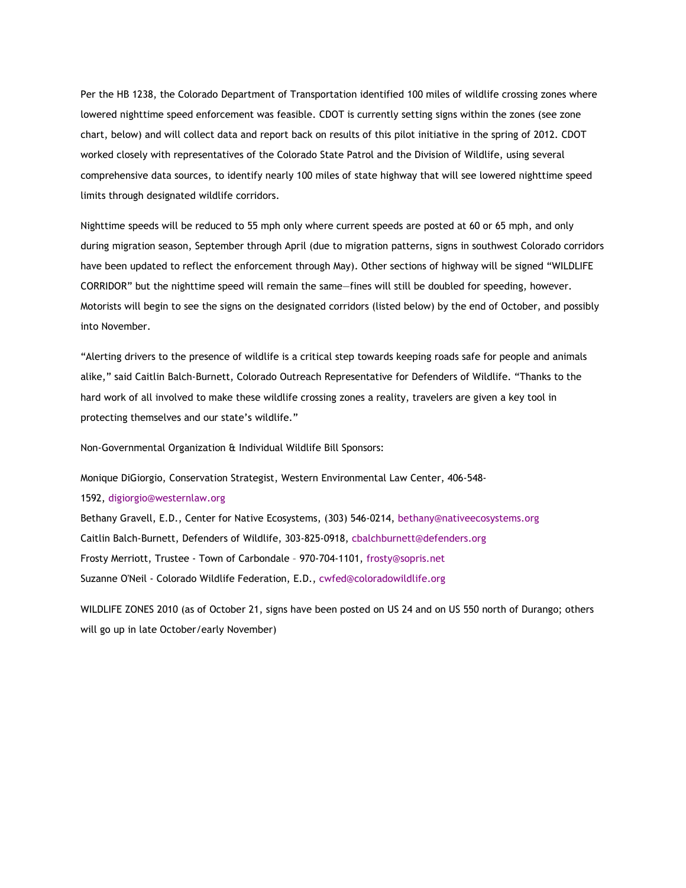Per the HB 1238, the Colorado Department of Transportation identified 100 miles of wildlife crossing zones where lowered nighttime speed enforcement was feasible. CDOT is currently setting signs within the zones (see zone chart, below) and will collect data and report back on results of this pilot initiative in the spring of 2012. CDOT worked closely with representatives of the Colorado State Patrol and the Division of Wildlife, using several comprehensive data sources, to identify nearly 100 miles of state highway that will see lowered nighttime speed limits through designated wildlife corridors.

Nighttime speeds will be reduced to 55 mph only where current speeds are posted at 60 or 65 mph, and only during migration season, September through April (due to migration patterns, signs in southwest Colorado corridors have been updated to reflect the enforcement through May). Other sections of highway will be signed "WILDLIFE CORRIDOR" but the nighttime speed will remain the same—fines will still be doubled for speeding, however. Motorists will begin to see the signs on the designated corridors (listed below) by the end of October, and possibly into November.

"Alerting drivers to the presence of wildlife is a critical step towards keeping roads safe for people and animals alike," said Caitlin Balch-Burnett, Colorado Outreach Representative for Defenders of Wildlife. "Thanks to the hard work of all involved to make these wildlife crossing zones a reality, travelers are given a key tool in protecting themselves and our state's wildlife."

Non-Governmental Organization & Individual Wildlife Bill Sponsors:

Monique DiGiorgio, Conservation Strategist, Western Environmental Law Center, 406-548-1592, digiorgio@westernlaw.org
Bethany Gravell, E.D., Center for Native Ecosystems, (303) 546-0214, bethany@nativeecosystems.org
Caitlin Balch-Burnett, Defenders of Wildlife, 303-825-0918, cbalchburnett@defenders.org
Frosty Merriott, Trustee - Town of Carbondale – 970-704-1101, frosty@sopris.net
Suzanne O'Neil - Colorado Wildlife Federation, E.D., cwfed@coloradowildlife.org

WILDLIFE ZONES 2010 (as of October 21, signs have been posted on US 24 and on US 550 north of Durango; others will go up in late October/early November)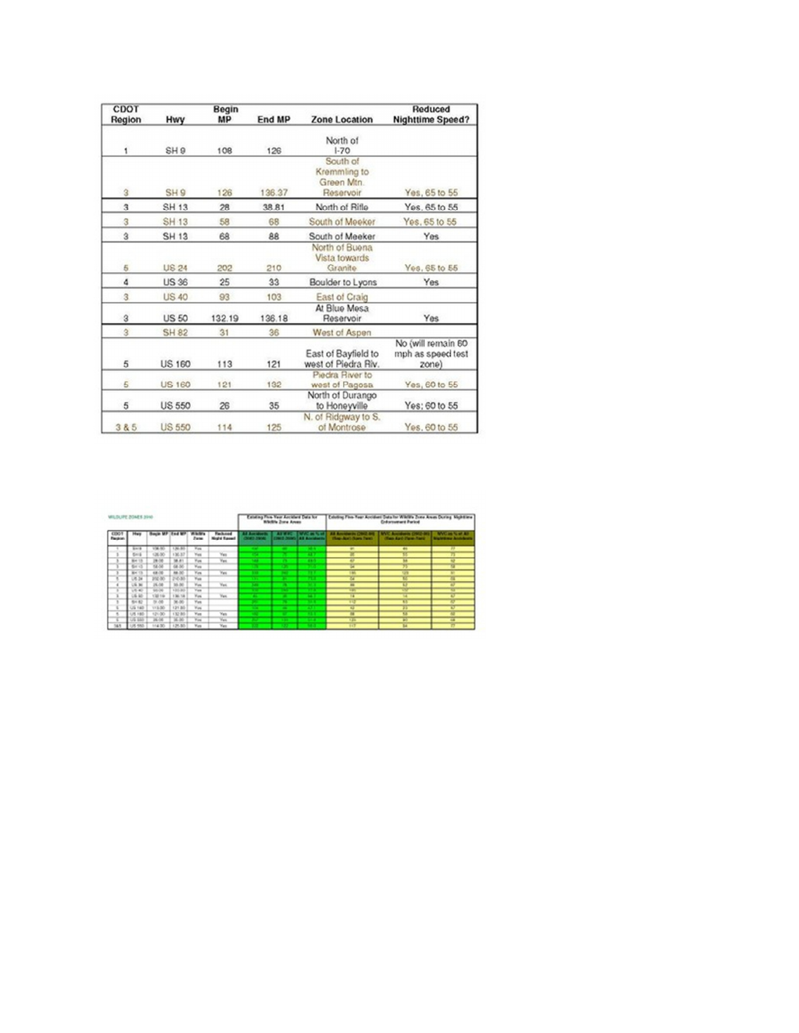| CDOT Region | Hwy | Begin MP | End MP | Zone Location | Reduced Nighttime Speed? |
|---|---|---|---|---|---|
| 1 | SH 9 | 108 | 126 | North of I-70 | |
| 3 | SH 9 | 126 | 136.37 | South of Kremmling to Green Mtn. Reservoir | Yes, 65 to 55 |
| 3 | SH 13 | 28 | 38.81 | North of Rifle | Yes, 65 to 55 |
| 3 | SH 13 | 58 | 68 | South of Meeker | Yes, 65 to 55 |
| 3 | SH 13 | 68 | 88 | South of Meeker | Yes |
| 5 | US 24 | 202 | 210 | North of Buena Vista towards Granite | Yes, 65 to 55 |
| 4 | US 36 | 25 | 33 | Boulder to Lyons | Yes |
| 3 | US 40 | 93 | 103 | East of Craig | |
| 3 | US 50 | 132.19 | 136.18 | At Blue Mesa Reservoir | Yes |
| 3 | SH 82 | 31 | 36 | West of Aspen | |
| 5 | US 160 | 113 | 121 | East of Bayfield to west of Piedra Riv. | No (will remain 60 mph as speed test zone) |
| 5 | US 160 | 121 | 132 | Piedra River to west of Pagosa | Yes, 60 to 55 |
| 5 | US 550 | 26 | 35 | North of Durango to Honeyville | Yes; 60 to 55 |
| 3 & 5 | US 550 | 114 | 125 | N. of Ridgway to S. of Montrose | Yes, 60 to 55 |

WILDLIFE ZONES 2010

Existing Five-Year Accident Data for Wildlife Zone Areas

Existing Five-Year Accident Data for Wildlife Zone Areas During Nighttime Enforcement Period